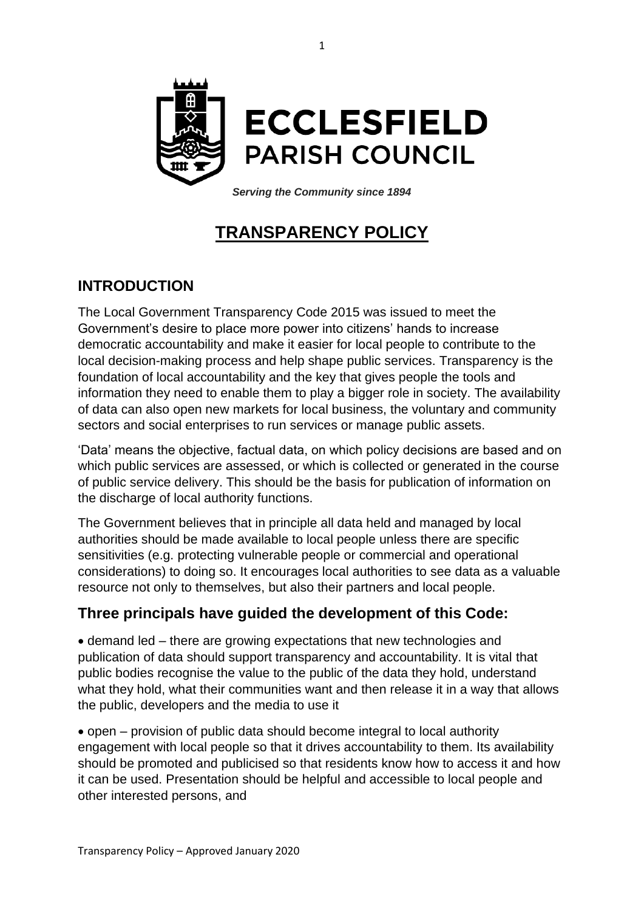# ECCLESFIELD PARISH COUNCIL

*Serving the Community since 1894*

# TRANSPARENCY POLICY

## INTRODUCTION

The Local Government Transparency Code 2015 was issued to meet the Government's desire to place more power into citizens' hands to increase democratic accountability and make it easier for local people to contribute to the local decision-making process and help shape public services. Transparency is the foundation of local accountability and the key that gives people the tools and information they need to enable them to play a bigger role in society. The availability of data can also open new markets for local business, the voluntary and community sectors and social enterprises to run services or manage public assets.

'Data' means the objective, factual data, on which policy decisions are based and on which public services are assessed, or which is collected or generated in the course of public service delivery. This should be the basis for publication of information on the discharge of local authority functions.

The Government believes that in principle all data held and managed by local authorities should be made available to local people unless there are specific sensitivities (e.g. protecting vulnerable people or commercial and operational considerations) to doing so. It encourages local authorities to see data as a valuable resource not only to themselves, but also their partners and local people.

## Three principals have guided the development of this Code:

- demand led – there are growing expectations that new technologies and publication of data should support transparency and accountability. It is vital that public bodies recognise the value to the public of the data they hold, understand what they hold, what their communities want and then release it in a way that allows the public, developers and the media to use it

- open – provision of public data should become integral to local authority engagement with local people so that it drives accountability to them. Its availability should be promoted and publicised so that residents know how to access it and how it can be used. Presentation should be helpful and accessible to local people and other interested persons, and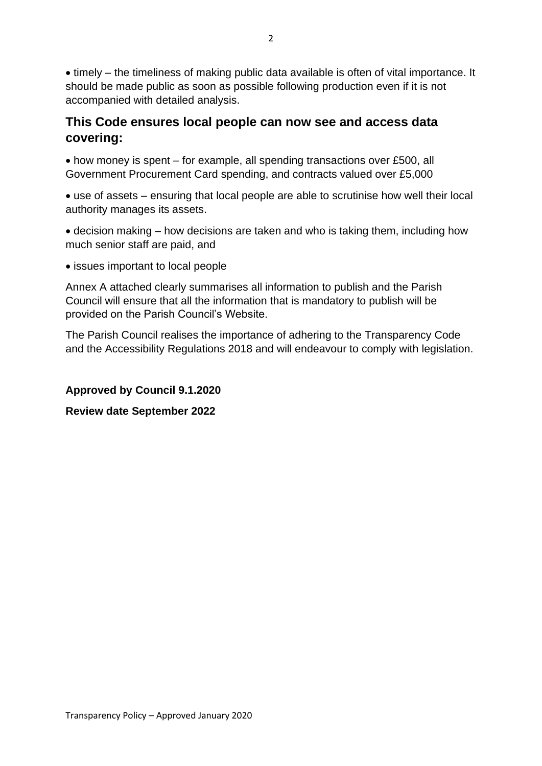- timely – the timeliness of making public data available is often of vital importance. It should be made public as soon as possible following production even if it is not accompanied with detailed analysis.

## This Code ensures local people can now see and access data covering:

- how money is spent – for example, all spending transactions over £500, all Government Procurement Card spending, and contracts valued over £5,000
- use of assets – ensuring that local people are able to scrutinise how well their local authority manages its assets.
- decision making – how decisions are taken and who is taking them, including how much senior staff are paid, and
- issues important to local people

Annex A attached clearly summarises all information to publish and the Parish Council will ensure that all the information that is mandatory to publish will be provided on the Parish Council's Website.

The Parish Council realises the importance of adhering to the Transparency Code and the Accessibility Regulations 2018 and will endeavour to comply with legislation.

**Approved by Council 9.1.2020**

**Review date September 2022**